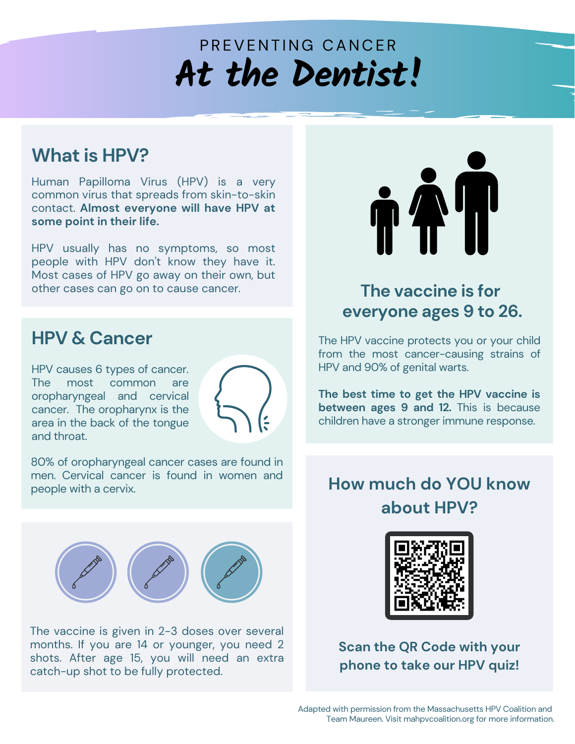# PREVENTING CANCER
# At the Dentist!

## What is HPV?

Human Papilloma Virus (HPV) is a very common virus that spreads from skin-to-skin contact. **Almost everyone will have HPV at some point in their life.**

HPV usually has no symptoms, so most people with HPV don't know they have it. Most cases of HPV go away on their own, but other cases can go on to cause cancer.

## HPV & Cancer

HPV causes 6 types of cancer. The most common are oropharyngeal and cervical cancer. The oropharynx is the area in the back of the tongue and throat.

80% of oropharyngeal cancer cases are found in men. Cervical cancer is found in women and people with a cervix.

The vaccine is given in 2-3 doses over several months. If you are 14 or younger, you need 2 shots. After age 15, you will need an extra catch-up shot to be fully protected.

## The vaccine is for everyone ages 9 to 26.

The HPV vaccine protects you or your child from the most cancer-causing strains of HPV and 90% of genital warts.

**The best time to get the HPV vaccine is between ages 9 and 12.** This is because children have a stronger immune response.

## How much do YOU know about HPV?

**Scan the QR Code with your phone to take our HPV quiz!**

Adapted with permission from the Massachusetts HPV Coalition and Team Maureen. Visit mahpvcoalition.org for more information.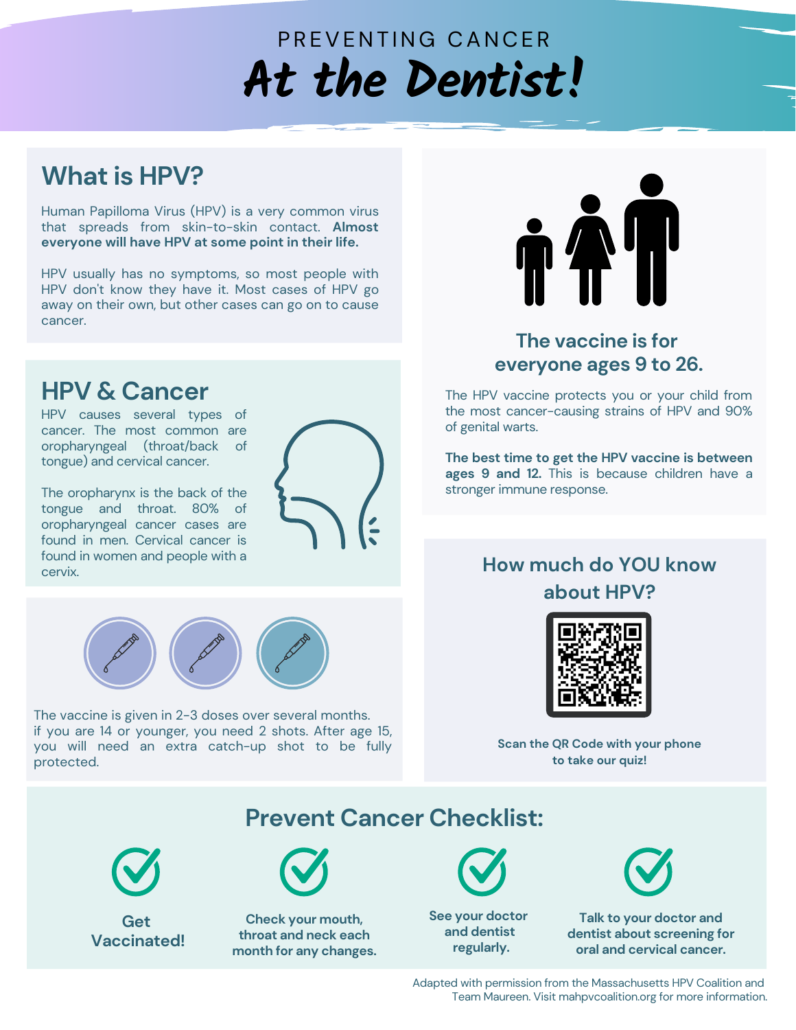# PREVENTING CANCER At the Dentist!

## What is HPV?

Human Papilloma Virus (HPV) is a very common virus that spreads from skin-to-skin contact. **Almost everyone will have HPV at some point in their life.**

HPV usually has no symptoms, so most people with HPV don't know they have it. Most cases of HPV go away on their own, but other cases can go on to cause cancer.

## HPV & Cancer

HPV causes several types of cancer. The most common are oropharyngeal (throat/back of tongue) and cervical cancer.

The oropharynx is the back of the tongue and throat. 80% of oropharyngeal cancer cases are found in men. Cervical cancer is found in women and people with a cervix.

The vaccine is given in 2-3 doses over several months. if you are 14 or younger, you need 2 shots. After age 15, you will need an extra catch-up shot to be fully protected.

### The vaccine is for everyone ages 9 to 26.

The HPV vaccine protects you or your child from the most cancer-causing strains of HPV and 90% of genital warts.

**The best time to get the HPV vaccine is between ages 9 and 12.** This is because children have a stronger immune response.

### How much do YOU know about HPV?

Scan the QR Code with your phone to take our quiz!

## Prevent Cancer Checklist:

- Get Vaccinated!
- Check your mouth, throat and neck each month for any changes.
- See your doctor and dentist regularly.
- Talk to your doctor and dentist about screening for oral and cervical cancer.

Adapted with permission from the Massachusetts HPV Coalition and Team Maureen. Visit mahpvcoalition.org for more information.